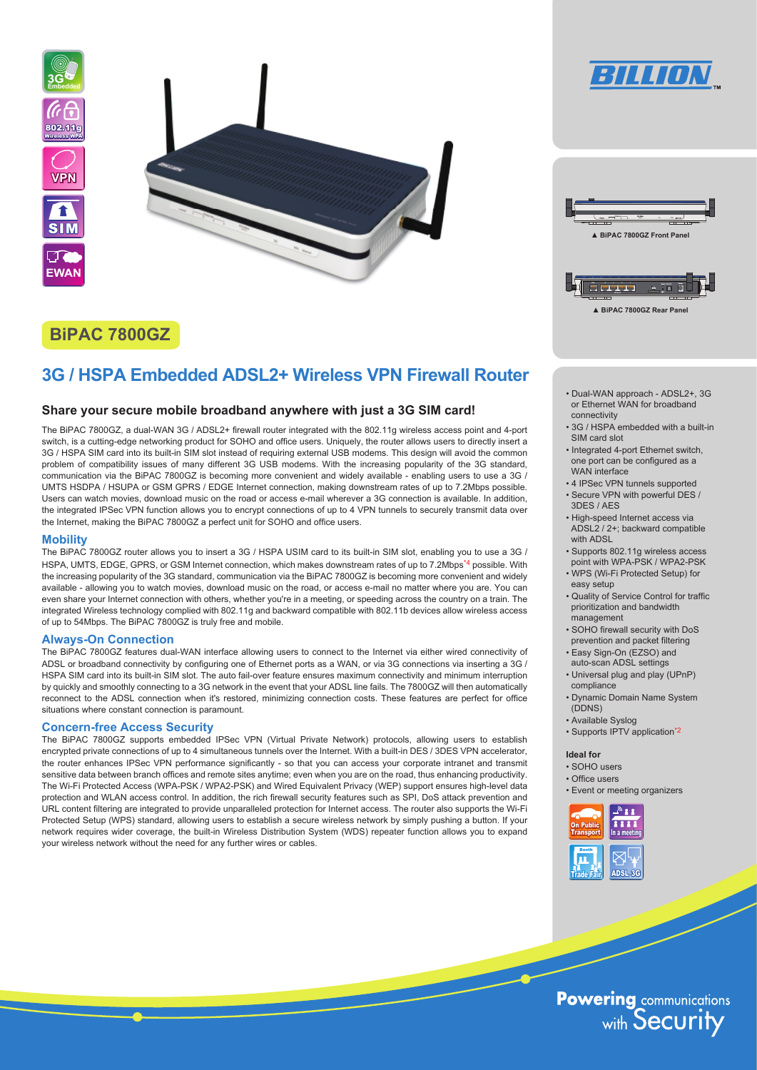# BiPAC 7800GZ

## 3G / HSPA Embedded ADSL2+ Wireless VPN Firewall Router

### Share your secure mobile broadband anywhere with just a 3G SIM card!

The BiPAC 7800GZ, a dual-WAN 3G / ADSL2+ firewall router integrated with the 802.11g wireless access point and 4-port switch, is a cutting-edge networking product for SOHO and office users. Uniquely, the router allows users to directly insert a 3G / HSPA SIM card into its built-in SIM slot instead of requiring external USB modems. This design will avoid the common problem of compatibility issues of many different 3G USB modems. With the increasing popularity of the 3G standard, communication via the BiPAC 7800GZ is becoming more convenient and widely available - enabling users to use a 3G / UMTS HSDPA / HSUPA or GSM GPRS / EDGE Internet connection, making downstream rates of up to 7.2Mbps possible. Users can watch movies, download music on the road or access e-mail wherever a 3G connection is available. In addition, the integrated IPSec VPN function allows you to encrypt connections of up to 4 VPN tunnels to securely transmit data over the Internet, making the BiPAC 7800GZ a perfect unit for SOHO and office users.

### Mobility

The BiPAC 7800GZ router allows you to insert a 3G / HSPA USIM card to its built-in SIM slot, enabling you to use a 3G / HSPA, UMTS, EDGE, GPRS, or GSM Internet connection, which makes downstream rates of up to 7.2Mbps[*4] possible. With the increasing popularity of the 3G standard, communication via the BiPAC 7800GZ is becoming more convenient and widely available - allowing you to watch movies, download music on the road, or access e-mail no matter where you are. You can even share your Internet connection with others, whether you're in a meeting, or speeding across the country on a train. The integrated Wireless technology complied with 802.11g and backward compatible with 802.11b devices allow wireless access of up to 54Mbps. The BiPAC 7800GZ is truly free and mobile.

### Always-On Connection

The BiPAC 7800GZ features dual-WAN interface allowing users to connect to the Internet via either wired connectivity of ADSL or broadband connectivity by configuring one of Ethernet ports as a WAN, or via 3G connections via inserting a 3G / HSPA SIM card into its built-in SIM slot. The auto fail-over feature ensures maximum connectivity and minimum interruption by quickly and smoothly connecting to a 3G network in the event that your ADSL line fails. The 7800GZ will then automatically reconnect to the ADSL connection when it's restored, minimizing connection costs. These features are perfect for office situations where constant connection is paramount.

### Concern-free Access Security

The BiPAC 7800GZ supports embedded IPSec VPN (Virtual Private Network) protocols, allowing users to establish encrypted private connections of up to 4 simultaneous tunnels over the Internet. With a built-in DES / 3DES VPN accelerator, the router enhances IPSec VPN performance significantly - so that you can access your corporate intranet and transmit sensitive data between branch offices and remote sites anytime; even when you are on the road, thus enhancing productivity. The Wi-Fi Protected Access (WPA-PSK / WPA2-PSK) and Wired Equivalent Privacy (WEP) support ensures high-level data protection and WLAN access control. In addition, the rich firewall security features such as SPI, DoS attack prevention and URL content filtering are integrated to provide unparalleled protection for Internet access. The router also supports the Wi-Fi Protected Setup (WPS) standard, allowing users to establish a secure wireless network by simply pushing a button. If your network requires wider coverage, the built-in Wireless Distribution System (WDS) repeater function allows you to expand your wireless network without the need for any further wires or cables.

▲ BiPAC 7800GZ Front Panel

▲ BiPAC 7800GZ Rear Panel

- Dual-WAN approach - ADSL2+, 3G or Ethernet WAN for broadband connectivity
- 3G / HSPA embedded with a built-in SIM card slot
- Integrated 4-port Ethernet switch, one port can be configured as a WAN interface
- 4 IPSec VPN tunnels supported
- Secure VPN with powerful DES / 3DES / AES
- High-speed Internet access via ADSL2 / 2+; backward compatible with ADSL
- Supports 802.11g wireless access point with WPA-PSK / WPA2-PSK
- WPS (Wi-Fi Protected Setup) for easy setup
- Quality of Service Control for traffic prioritization and bandwidth management
- SOHO firewall security with DoS prevention and packet filtering
- Easy Sign-On (EZSO) and auto-scan ADSL settings
- Universal plug and play (UPnP) compliance
- Dynamic Domain Name System (DDNS)
- Available Syslog
- Supports IPTV application[*2]

**Ideal for**

- SOHO users
- Office users
- Event or meeting organizers

On Public Transport · In a meeting · Trade Fair · ADSL 3G

**Powering** communications with Security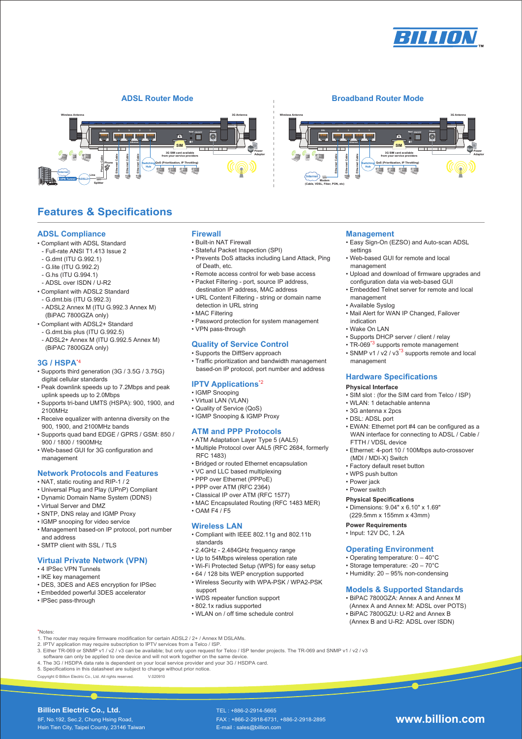## ADSL Router Mode

Wireless Antenna

3G Antenna

DSL

SIM

3G SIM card available from your service providers

Power Adaptor

Phone

Phone Cable

Ethernet Cable

Ethernet Cable

Ethernet Cable

Switching Hub

QoS (Prioritization, IP Throttling)

Internet

VPN Tunnel

ADSL2+

Line

Splitter

## Broadband Router Mode

Wireless Antenna

3G Antenna

DSL

SIM

3G SIM card available from your service providers

Power Adaptor

Ethernet Cable

Ethernet Cable

Switching Hub

QoS (Prioritization, IP Throttling)

Internet

Modem (Cable, VDSL, Fiber, PON, etc)

# Features & Specifications

## ADSL Compliance

- Compliant with ADSL Standard
  - Full-rate ANSI T1.413 Issue 2
  - G.dmt (ITU G.992.1)
  - G.lite (ITU G.992.2)
  - G.hs (ITU G.994.1)
  - ADSL over ISDN / U-R2
- Compliant with ADSL2 Standard
  - G.dmt.bis (ITU G.992.3)
  - ADSL2 Annex M (ITU G.992.3 Annex M) (BiPAC 7800GZA only)
- Compliant with ADSL2+ Standard
  - G.dmt.bis plus (ITU G.992.5)
  - ADSL2+ Annex M (ITU G.992.5 Annex M) (BiPAC 7800GZA only)

## 3G / HSPA*4

- Supports third generation (3G / 3.5G / 3.75G) digital cellular standards
- Peak downlink speeds up to 7.2Mbps and peak uplink speeds up to 2.0Mbps
- Supports tri-band UMTS (HSPA): 900, 1900, and 2100MHz
- Receive equalizer with antenna diversity on the 900, 1900, and 2100MHz bands
- Supports quad band EDGE / GPRS / GSM: 850 / 900 / 1800 / 1900MHz
- Web-based GUI for 3G configuration and management

## Network Protocols and Features

- NAT, static routing and RIP-1 / 2
- Universal Plug and Play (UPnP) Compliant
- Dynamic Domain Name System (DDNS)
- Virtual Server and DMZ
- SNTP, DNS relay and IGMP Proxy
- IGMP snooping for video service
- Management based-on IP protocol, port number and address
- SMTP client with SSL / TLS

## Virtual Private Network (VPN)

- 4 IPSec VPN Tunnels
- IKE key management
- DES, 3DES and AES encryption for IPSec
- Embedded powerful 3DES accelerator
- IPSec pass-through

## Firewall

- Built-in NAT Firewall
- Stateful Packet Inspection (SPI)
- Prevents DoS attacks including Land Attack, Ping of Death, etc.
- Remote access control for web base access
- Packet Filtering - port, source IP address, destination IP address, MAC address
- URL Content Filtering - string or domain name detection in URL string
- MAC Filtering
- Password protection for system management
- VPN pass-through

## Quality of Service Control

- Supports the DiffServ approach
- Traffic prioritization and bandwidth management based-on IP protocol, port number and address

## IPTV Applications*2

- IGMP Snooping
- Virtual LAN (VLAN)
- Quality of Service (QoS)
- IGMP Snooping & IGMP Proxy

## ATM and PPP Protocols

- ATM Adaptation Layer Type 5 (AAL5)
- Multiple Protocol over AAL5 (RFC 2684, formerly RFC 1483)
- Bridged or routed Ethernet encapsulation
- VC and LLC based multiplexing
- PPP over Ethernet (PPPoE)
- PPP over ATM (RFC 2364)
- Classical IP over ATM (RFC 1577)
- MAC Encapsulated Routing (RFC 1483 MER)
- OAM F4 / F5

## Wireless LAN

- Compliant with IEEE 802.11g and 802.11b standards
- 2.4GHz - 2.484GHz frequency range
- Up to 54Mbps wireless operation rate
- Wi-Fi Protected Setup (WPS) for easy setup
- 64 / 128 bits WEP encryption supported
- Wireless Security with WPA-PSK / WPA2-PSK support
- WDS repeater function support
- 802.1x radius supported
- WLAN on / off time schedule control

## Management

- Easy Sign-On (EZSO) and Auto-scan ADSL settings
- Web-based GUI for remote and local management
- Upload and download of firmware upgrades and configuration data via web-based GUI
- Embedded Telnet server for remote and local management
- Available Syslog
- Mail Alert for WAN IP Changed, Failover indication
- Wake On LAN
- Supports DHCP server / client / relay
- TR-069*3 supports remote management
- SNMP v1 / v2 / v3*3 supports remote and local management

## Hardware Specifications

**Physical Interface**

- SIM slot : (for the SIM card from Telco / ISP)
- WLAN: 1 detachable antenna
- 3G antenna x 2pcs
- DSL: ADSL port
- EWAN: Ethernet port #4 can be configured as a WAN interface for connecting to ADSL / Cable / FTTH / VDSL device
- Ethernet: 4-port 10 / 100Mbps auto-crossover (MDI / MDI-X) Switch
- Factory default reset button
- WPS push button
- Power jack
- Power switch

**Physical Specifications**

- Dimensions: 9.04" x 6.10" x 1.69" (229.5mm x 155mm x 43mm)

**Power Requirements**

- Input: 12V DC, 1.2A

## Operating Environment

- Operating temperature: 0 – 40°C
- Storage temperature: -20 – 70°C
- Humidity: 20 – 95% non-condensing

## Models & Supported Standards

- BiPAC 7800GZA: Annex A and Annex M (Annex A and Annex M: ADSL over POTS)
- BiPAC 7800GZU: U-R2 and Annex B (Annex B and U-R2: ADSL over ISDN)

*Notes:

1. The router may require firmware modification for certain ADSL2 / 2+ / Annex M DSLAMs.
2. IPTV application may require subscription to IPTV services from a Telco / ISP.
3. Either TR-069 or SNMP v1 / v2 / v3 can be available; but only upon request for Telco / ISP tender projects. The TR-069 and SNMP v1 / v2 / v3 software can only be applied to one device and will not work together on the same device.
4. The 3G / HSDPA data rate is dependent on your local service provider and your 3G / HSDPA card.
5. Specifications in this datasheet are subject to change without prior notice.

Copyright © Billion Electric Co., Ltd. All rights reserved. V.020910

**Billion Electric Co., Ltd.**
8F, No.192, Sec.2, Chung Hsing Road,
Hsin Tien City, Taipei County, 23146 Taiwan

TEL : +886-2-2914-5665
FAX : +886-2-2918-6731, +886-2-2918-2895
E-mail : sales@billion.com

**www.billion.com**